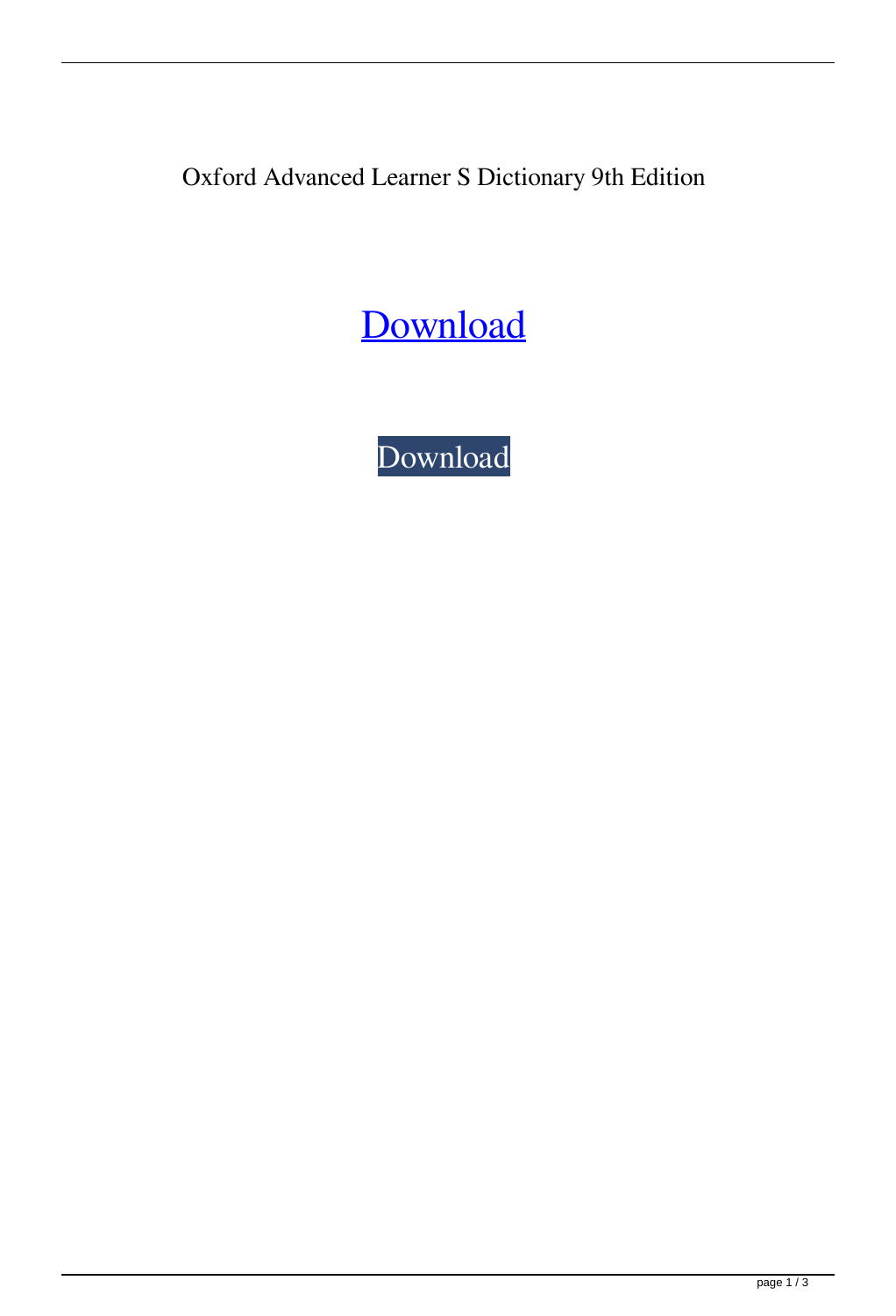Oxford Advanced Learner S Dictionary 9th Edition

Download

Download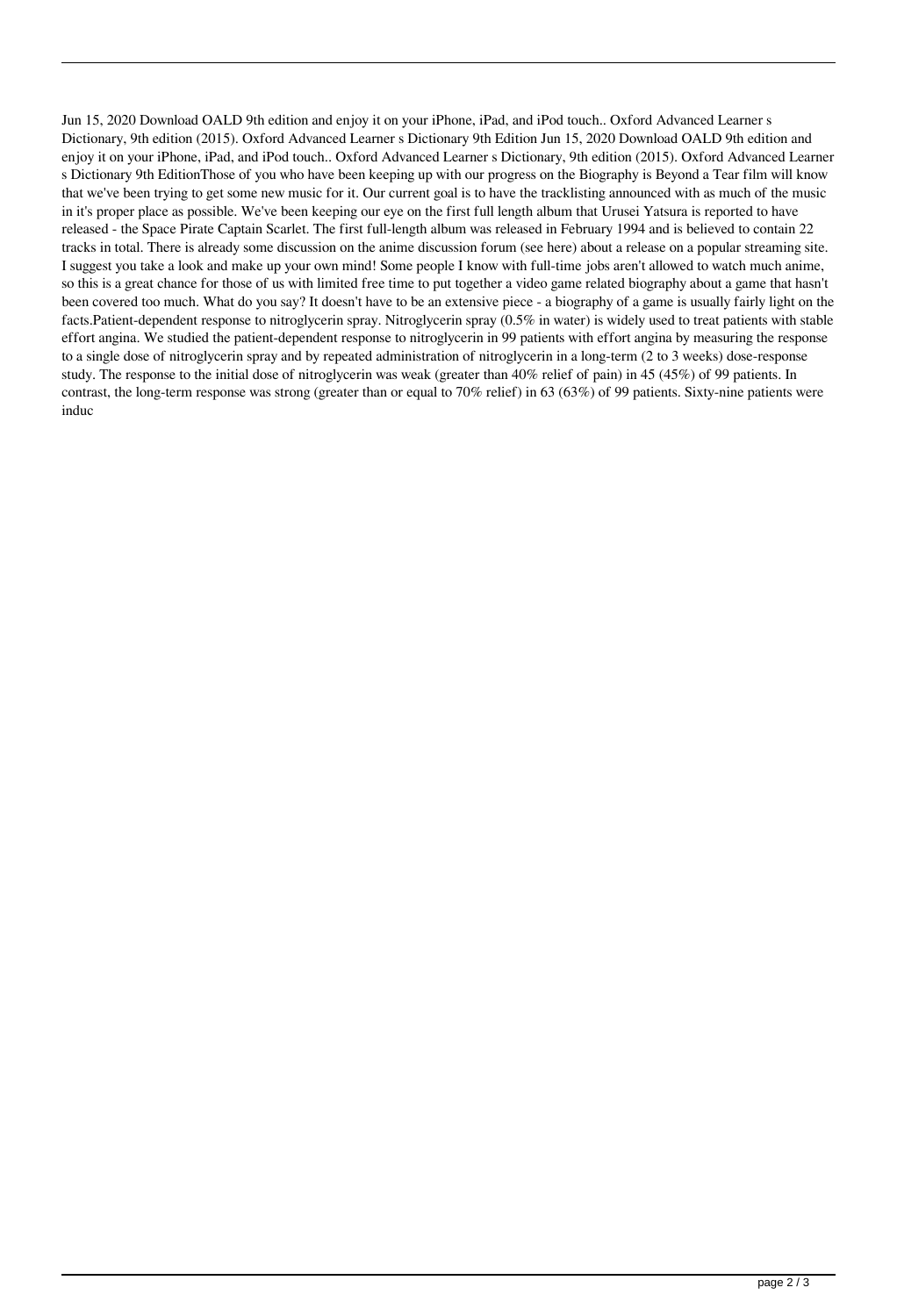Jun 15, 2020 Download OALD 9th edition and enjoy it on your iPhone, iPad, and iPod touch.. Oxford Advanced Learner s Dictionary, 9th edition (2015). Oxford Advanced Learner s Dictionary 9th Edition Jun 15, 2020 Download OALD 9th edition and enjoy it on your iPhone, iPad, and iPod touch.. Oxford Advanced Learner s Dictionary, 9th edition (2015). Oxford Advanced Learner s Dictionary 9th EditionThose of you who have been keeping up with our progress on the Biography is Beyond a Tear film will know that we've been trying to get some new music for it. Our current goal is to have the tracklisting announced with as much of the music in it's proper place as possible. We've been keeping our eye on the first full length album that Urusei Yatsura is reported to have released - the Space Pirate Captain Scarlet. The first full-length album was released in February 1994 and is believed to contain 22 tracks in total. There is already some discussion on the anime discussion forum (see here) about a release on a popular streaming site. I suggest you take a look and make up your own mind! Some people I know with full-time jobs aren't allowed to watch much anime, so this is a great chance for those of us with limited free time to put together a video game related biography about a game that hasn't been covered too much. What do you say? It doesn't have to be an extensive piece - a biography of a game is usually fairly light on the facts.Patient-dependent response to nitroglycerin spray. Nitroglycerin spray (0.5% in water) is widely used to treat patients with stable effort angina. We studied the patient-dependent response to nitroglycerin in 99 patients with effort angina by measuring the response to a single dose of nitroglycerin spray and by repeated administration of nitroglycerin in a long-term (2 to 3 weeks) dose-response study. The response to the initial dose of nitroglycerin was weak (greater than 40% relief of pain) in 45 (45%) of 99 patients. In contrast, the long-term response was strong (greater than or equal to 70% relief) in 63 (63%) of 99 patients. Sixty-nine patients were induc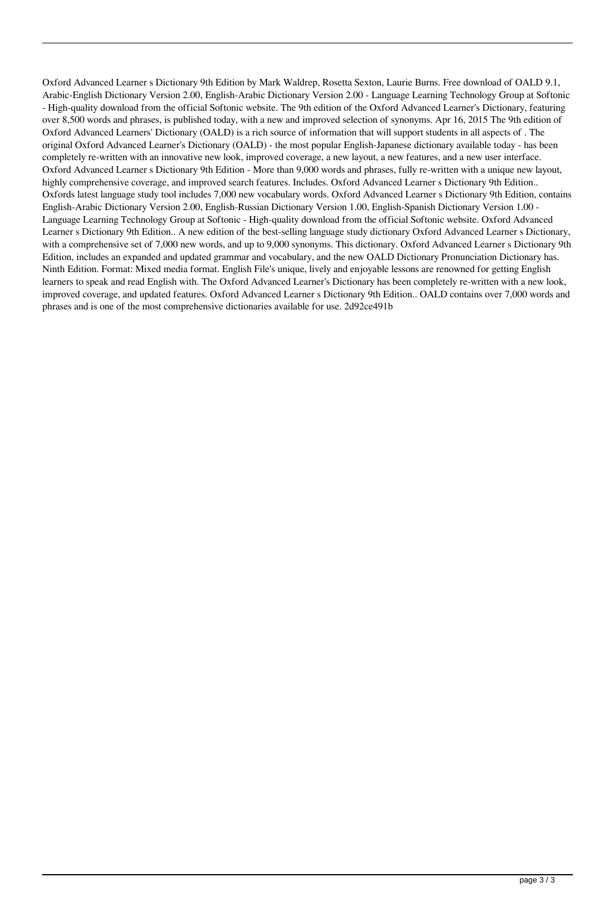Oxford Advanced Learner s Dictionary 9th Edition by Mark Waldrep, Rosetta Sexton, Laurie Burns. Free download of OALD 9.1, Arabic-English Dictionary Version 2.00, English-Arabic Dictionary Version 2.00 - Language Learning Technology Group at Softonic - High-quality download from the official Softonic website. The 9th edition of the Oxford Advanced Learner's Dictionary, featuring over 8,500 words and phrases, is published today, with a new and improved selection of synonyms. Apr 16, 2015 The 9th edition of Oxford Advanced Learners' Dictionary (OALD) is a rich source of information that will support students in all aspects of . The original Oxford Advanced Learner's Dictionary (OALD) - the most popular English-Japanese dictionary available today - has been completely re-written with an innovative new look, improved coverage, a new layout, a new features, and a new user interface. Oxford Advanced Learner s Dictionary 9th Edition - More than 9,000 words and phrases, fully re-written with a unique new layout, highly comprehensive coverage, and improved search features. Includes. Oxford Advanced Learner s Dictionary 9th Edition.. Oxfords latest language study tool includes 7,000 new vocabulary words. Oxford Advanced Learner s Dictionary 9th Edition, contains English-Arabic Dictionary Version 2.00, English-Russian Dictionary Version 1.00, English-Spanish Dictionary Version 1.00 - Language Learning Technology Group at Softonic - High-quality download from the official Softonic website. Oxford Advanced Learner s Dictionary 9th Edition.. A new edition of the best-selling language study dictionary Oxford Advanced Learner s Dictionary, with a comprehensive set of 7,000 new words, and up to 9,000 synonyms. This dictionary. Oxford Advanced Learner s Dictionary 9th Edition, includes an expanded and updated grammar and vocabulary, and the new OALD Dictionary Pronunciation Dictionary has. Ninth Edition. Format: Mixed media format. English File's unique, lively and enjoyable lessons are renowned for getting English learners to speak and read English with. The Oxford Advanced Learner's Dictionary has been completely re-written with a new look, improved coverage, and updated features. Oxford Advanced Learner s Dictionary 9th Edition.. OALD contains over 7,000 words and phrases and is one of the most comprehensive dictionaries available for use. 2d92ce491b